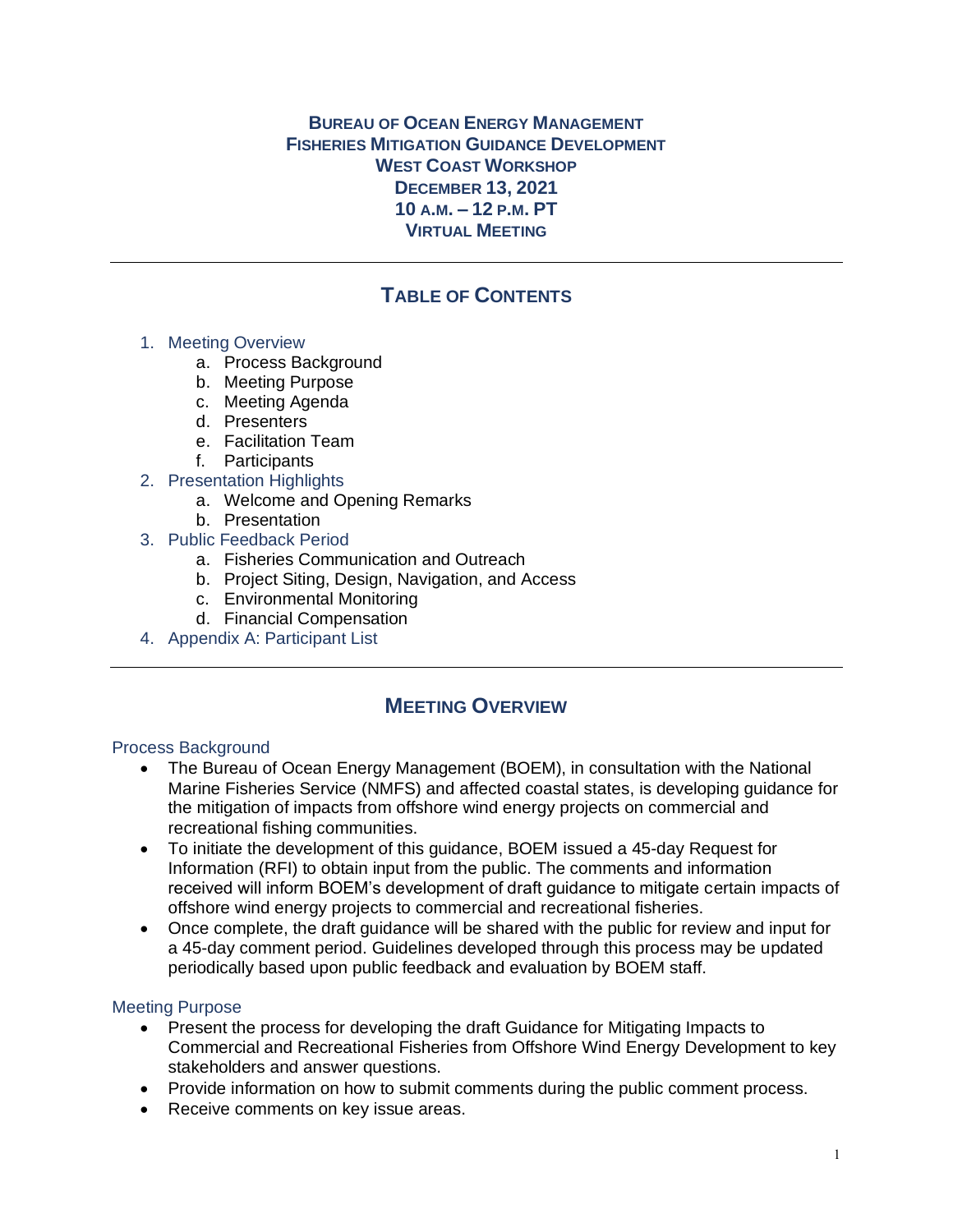# BUREAU OF OCEAN ENERGY MANAGEMENT
# FISHERIES MITIGATION GUIDANCE DEVELOPMENT
# WEST COAST WORKSHOP
# DECEMBER 13, 2021
# 10 A.M. – 12 P.M. PT
# VIRTUAL MEETING

---

## TABLE OF CONTENTS

1. Meeting Overview
   a. Process Background
   b. Meeting Purpose
   c. Meeting Agenda
   d. Presenters
   e. Facilitation Team
   f. Participants
2. Presentation Highlights
   a. Welcome and Opening Remarks
   b. Presentation
3. Public Feedback Period
   a. Fisheries Communication and Outreach
   b. Project Siting, Design, Navigation, and Access
   c. Environmental Monitoring
   d. Financial Compensation
4. Appendix A: Participant List

---

## MEETING OVERVIEW

### Process Background

- The Bureau of Ocean Energy Management (BOEM), in consultation with the National Marine Fisheries Service (NMFS) and affected coastal states, is developing guidance for the mitigation of impacts from offshore wind energy projects on commercial and recreational fishing communities.
- To initiate the development of this guidance, BOEM issued a 45-day Request for Information (RFI) to obtain input from the public. The comments and information received will inform BOEM's development of draft guidance to mitigate certain impacts of offshore wind energy projects to commercial and recreational fisheries.
- Once complete, the draft guidance will be shared with the public for review and input for a 45-day comment period. Guidelines developed through this process may be updated periodically based upon public feedback and evaluation by BOEM staff.

### Meeting Purpose

- Present the process for developing the draft Guidance for Mitigating Impacts to Commercial and Recreational Fisheries from Offshore Wind Energy Development to key stakeholders and answer questions.
- Provide information on how to submit comments during the public comment process.
- Receive comments on key issue areas.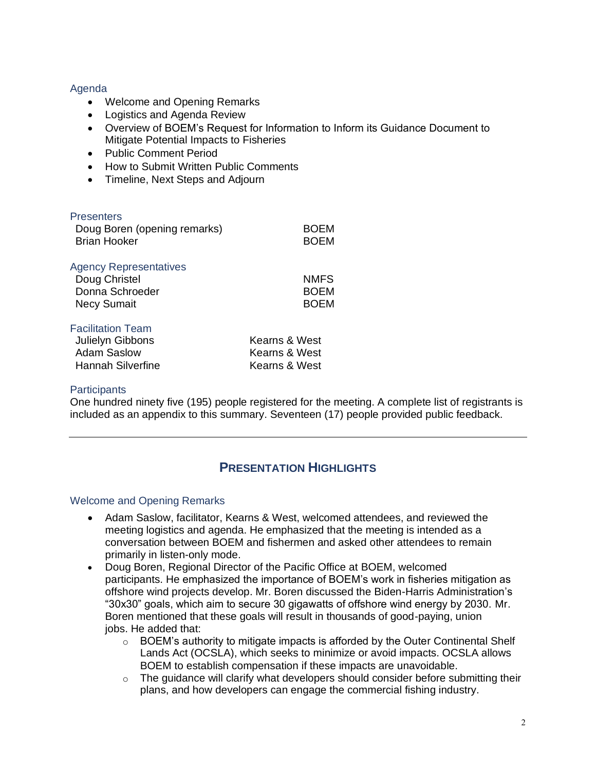### Agenda

- Welcome and Opening Remarks
- Logistics and Agenda Review
- Overview of BOEM's Request for Information to Inform its Guidance Document to Mitigate Potential Impacts to Fisheries
- Public Comment Period
- How to Submit Written Public Comments
- Timeline, Next Steps and Adjourn

### Presenters

| | |
|---|---|
| Doug Boren (opening remarks) | BOEM |
| Brian Hooker | BOEM |

### Agency Representatives

| | |
|---|---|
| Doug Christel | NMFS |
| Donna Schroeder | BOEM |
| Necy Sumait | BOEM |

### Facilitation Team

| | |
|---|---|
| Julielyn Gibbons | Kearns & West |
| Adam Saslow | Kearns & West |
| Hannah Silverfine | Kearns & West |

### Participants

One hundred ninety five (195) people registered for the meeting. A complete list of registrants is included as an appendix to this summary. Seventeen (17) people provided public feedback.

---

## PRESENTATION HIGHLIGHTS

### Welcome and Opening Remarks

- Adam Saslow, facilitator, Kearns & West, welcomed attendees, and reviewed the meeting logistics and agenda. He emphasized that the meeting is intended as a conversation between BOEM and fishermen and asked other attendees to remain primarily in listen-only mode.
- Doug Boren, Regional Director of the Pacific Office at BOEM, welcomed participants. He emphasized the importance of BOEM's work in fisheries mitigation as offshore wind projects develop. Mr. Boren discussed the Biden-Harris Administration's "30x30" goals, which aim to secure 30 gigawatts of offshore wind energy by 2030. Mr. Boren mentioned that these goals will result in thousands of good-paying, union jobs. He added that:
  - BOEM's authority to mitigate impacts is afforded by the Outer Continental Shelf Lands Act (OCSLA), which seeks to minimize or avoid impacts. OCSLA allows BOEM to establish compensation if these impacts are unavoidable.
  - The guidance will clarify what developers should consider before submitting their plans, and how developers can engage the commercial fishing industry.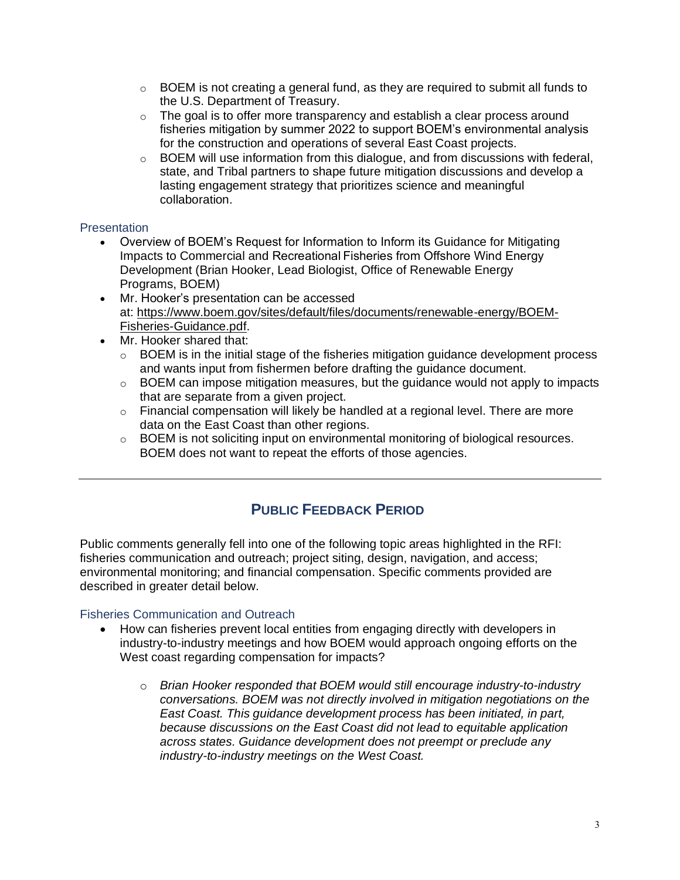- BOEM is not creating a general fund, as they are required to submit all funds to the U.S. Department of Treasury.
  - The goal is to offer more transparency and establish a clear process around fisheries mitigation by summer 2022 to support BOEM's environmental analysis for the construction and operations of several East Coast projects.
  - BOEM will use information from this dialogue, and from discussions with federal, state, and Tribal partners to shape future mitigation discussions and develop a lasting engagement strategy that prioritizes science and meaningful collaboration.

### Presentation

- Overview of BOEM's Request for Information to Inform its Guidance for Mitigating Impacts to Commercial and Recreational Fisheries from Offshore Wind Energy Development (Brian Hooker, Lead Biologist, Office of Renewable Energy Programs, BOEM)
- Mr. Hooker's presentation can be accessed at: [https://www.boem.gov/sites/default/files/documents/renewable-energy/BOEM-Fisheries-Guidance.pdf](https://www.boem.gov/sites/default/files/documents/renewable-energy/BOEM-Fisheries-Guidance.pdf).
- Mr. Hooker shared that:
  - BOEM is in the initial stage of the fisheries mitigation guidance development process and wants input from fishermen before drafting the guidance document.
  - BOEM can impose mitigation measures, but the guidance would not apply to impacts that are separate from a given project.
  - Financial compensation will likely be handled at a regional level. There are more data on the East Coast than other regions.
  - BOEM is not soliciting input on environmental monitoring of biological resources. BOEM does not want to repeat the efforts of those agencies.

---

## Public Feedback Period

Public comments generally fell into one of the following topic areas highlighted in the RFI: fisheries communication and outreach; project siting, design, navigation, and access; environmental monitoring; and financial compensation. Specific comments provided are described in greater detail below.

### Fisheries Communication and Outreach

- How can fisheries prevent local entities from engaging directly with developers in industry-to-industry meetings and how BOEM would approach ongoing efforts on the West coast regarding compensation for impacts?
  - *Brian Hooker responded that BOEM would still encourage industry-to-industry conversations. BOEM was not directly involved in mitigation negotiations on the East Coast. This guidance development process has been initiated, in part, because discussions on the East Coast did not lead to equitable application across states. Guidance development does not preempt or preclude any industry-to-industry meetings on the West Coast.*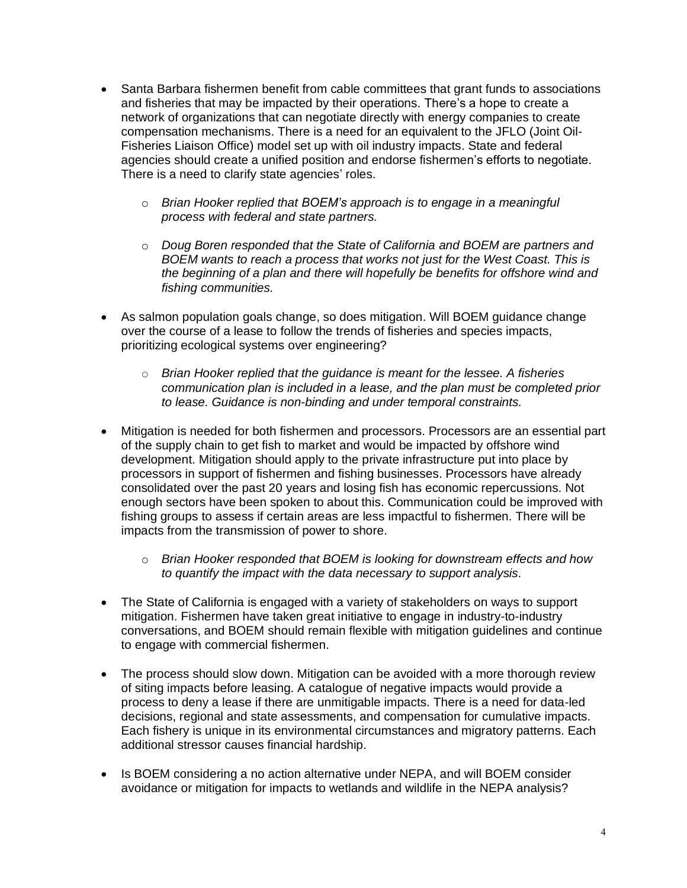- Santa Barbara fishermen benefit from cable committees that grant funds to associations and fisheries that may be impacted by their operations. There's a hope to create a network of organizations that can negotiate directly with energy companies to create compensation mechanisms. There is a need for an equivalent to the JFLO (Joint Oil-Fisheries Liaison Office) model set up with oil industry impacts. State and federal agencies should create a unified position and endorse fishermen's efforts to negotiate. There is a need to clarify state agencies' roles.

    - *Brian Hooker replied that BOEM's approach is to engage in a meaningful process with federal and state partners.*

    - *Doug Boren responded that the State of California and BOEM are partners and BOEM wants to reach a process that works not just for the West Coast. This is the beginning of a plan and there will hopefully be benefits for offshore wind and fishing communities.*

- As salmon population goals change, so does mitigation. Will BOEM guidance change over the course of a lease to follow the trends of fisheries and species impacts, prioritizing ecological systems over engineering?

    - *Brian Hooker replied that the guidance is meant for the lessee. A fisheries communication plan is included in a lease, and the plan must be completed prior to lease. Guidance is non-binding and under temporal constraints.*

- Mitigation is needed for both fishermen and processors. Processors are an essential part of the supply chain to get fish to market and would be impacted by offshore wind development. Mitigation should apply to the private infrastructure put into place by processors in support of fishermen and fishing businesses. Processors have already consolidated over the past 20 years and losing fish has economic repercussions. Not enough sectors have been spoken to about this. Communication could be improved with fishing groups to assess if certain areas are less impactful to fishermen. There will be impacts from the transmission of power to shore.

    - *Brian Hooker responded that BOEM is looking for downstream effects and how to quantify the impact with the data necessary to support analysis.*

- The State of California is engaged with a variety of stakeholders on ways to support mitigation. Fishermen have taken great initiative to engage in industry-to-industry conversations, and BOEM should remain flexible with mitigation guidelines and continue to engage with commercial fishermen.

- The process should slow down. Mitigation can be avoided with a more thorough review of siting impacts before leasing. A catalogue of negative impacts would provide a process to deny a lease if there are unmitigable impacts. There is a need for data-led decisions, regional and state assessments, and compensation for cumulative impacts. Each fishery is unique in its environmental circumstances and migratory patterns. Each additional stressor causes financial hardship.

- Is BOEM considering a no action alternative under NEPA, and will BOEM consider avoidance or mitigation for impacts to wetlands and wildlife in the NEPA analysis?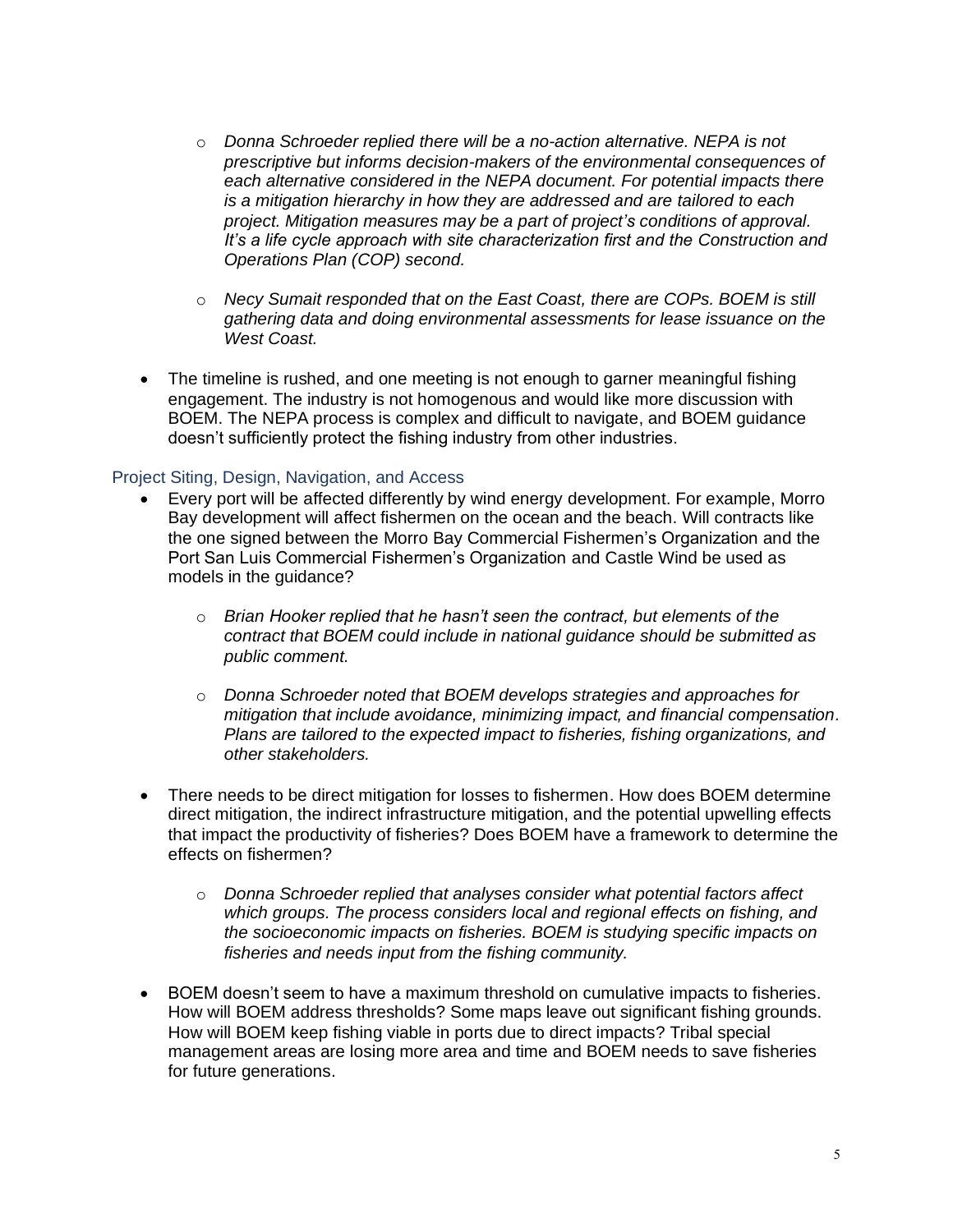- *Donna Schroeder replied there will be a no-action alternative. NEPA is not prescriptive but informs decision-makers of the environmental consequences of each alternative considered in the NEPA document. For potential impacts there is a mitigation hierarchy in how they are addressed and are tailored to each project. Mitigation measures may be a part of project's conditions of approval. It's a life cycle approach with site characterization first and the Construction and Operations Plan (COP) second.*

    - *Necy Sumait responded that on the East Coast, there are COPs. BOEM is still gathering data and doing environmental assessments for lease issuance on the West Coast.*

- The timeline is rushed, and one meeting is not enough to garner meaningful fishing engagement. The industry is not homogenous and would like more discussion with BOEM. The NEPA process is complex and difficult to navigate, and BOEM guidance doesn't sufficiently protect the fishing industry from other industries.

### Project Siting, Design, Navigation, and Access

- Every port will be affected differently by wind energy development. For example, Morro Bay development will affect fishermen on the ocean and the beach. Will contracts like the one signed between the Morro Bay Commercial Fishermen's Organization and the Port San Luis Commercial Fishermen's Organization and Castle Wind be used as models in the guidance?

    - *Brian Hooker replied that he hasn't seen the contract, but elements of the contract that BOEM could include in national guidance should be submitted as public comment.*

    - *Donna Schroeder noted that BOEM develops strategies and approaches for mitigation that include avoidance, minimizing impact, and financial compensation. Plans are tailored to the expected impact to fisheries, fishing organizations, and other stakeholders.*

- There needs to be direct mitigation for losses to fishermen. How does BOEM determine direct mitigation, the indirect infrastructure mitigation, and the potential upwelling effects that impact the productivity of fisheries? Does BOEM have a framework to determine the effects on fishermen?

    - *Donna Schroeder replied that analyses consider what potential factors affect which groups. The process considers local and regional effects on fishing, and the socioeconomic impacts on fisheries. BOEM is studying specific impacts on fisheries and needs input from the fishing community.*

- BOEM doesn't seem to have a maximum threshold on cumulative impacts to fisheries. How will BOEM address thresholds? Some maps leave out significant fishing grounds. How will BOEM keep fishing viable in ports due to direct impacts? Tribal special management areas are losing more area and time and BOEM needs to save fisheries for future generations.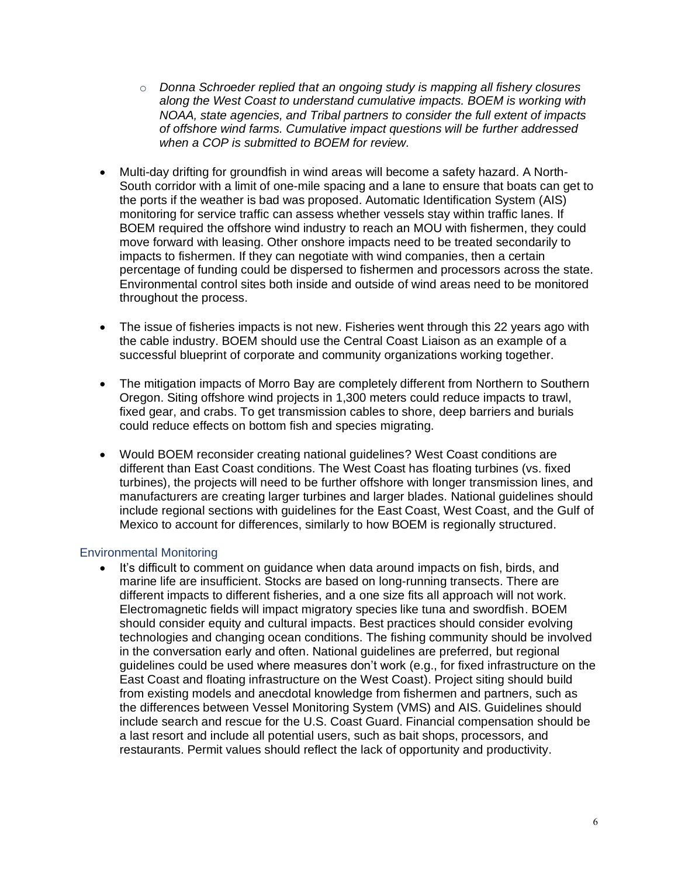- *Donna Schroeder replied that an ongoing study is mapping all fishery closures along the West Coast to understand cumulative impacts. BOEM is working with NOAA, state agencies, and Tribal partners to consider the full extent of impacts of offshore wind farms. Cumulative impact questions will be further addressed when a COP is submitted to BOEM for review.*

- Multi-day drifting for groundfish in wind areas will become a safety hazard. A North-South corridor with a limit of one-mile spacing and a lane to ensure that boats can get to the ports if the weather is bad was proposed. Automatic Identification System (AIS) monitoring for service traffic can assess whether vessels stay within traffic lanes. If BOEM required the offshore wind industry to reach an MOU with fishermen, they could move forward with leasing. Other onshore impacts need to be treated secondarily to impacts to fishermen. If they can negotiate with wind companies, then a certain percentage of funding could be dispersed to fishermen and processors across the state. Environmental control sites both inside and outside of wind areas need to be monitored throughout the process.

- The issue of fisheries impacts is not new. Fisheries went through this 22 years ago with the cable industry. BOEM should use the Central Coast Liaison as an example of a successful blueprint of corporate and community organizations working together.

- The mitigation impacts of Morro Bay are completely different from Northern to Southern Oregon. Siting offshore wind projects in 1,300 meters could reduce impacts to trawl, fixed gear, and crabs. To get transmission cables to shore, deep barriers and burials could reduce effects on bottom fish and species migrating.

- Would BOEM reconsider creating national guidelines? West Coast conditions are different than East Coast conditions. The West Coast has floating turbines (vs. fixed turbines), the projects will need to be further offshore with longer transmission lines, and manufacturers are creating larger turbines and larger blades. National guidelines should include regional sections with guidelines for the East Coast, West Coast, and the Gulf of Mexico to account for differences, similarly to how BOEM is regionally structured.

### Environmental Monitoring

- It's difficult to comment on guidance when data around impacts on fish, birds, and marine life are insufficient. Stocks are based on long-running transects. There are different impacts to different fisheries, and a one size fits all approach will not work. Electromagnetic fields will impact migratory species like tuna and swordfish. BOEM should consider equity and cultural impacts. Best practices should consider evolving technologies and changing ocean conditions. The fishing community should be involved in the conversation early and often. National guidelines are preferred, but regional guidelines could be used where measures don't work (e.g., for fixed infrastructure on the East Coast and floating infrastructure on the West Coast). Project siting should build from existing models and anecdotal knowledge from fishermen and partners, such as the differences between Vessel Monitoring System (VMS) and AIS. Guidelines should include search and rescue for the U.S. Coast Guard. Financial compensation should be a last resort and include all potential users, such as bait shops, processors, and restaurants. Permit values should reflect the lack of opportunity and productivity.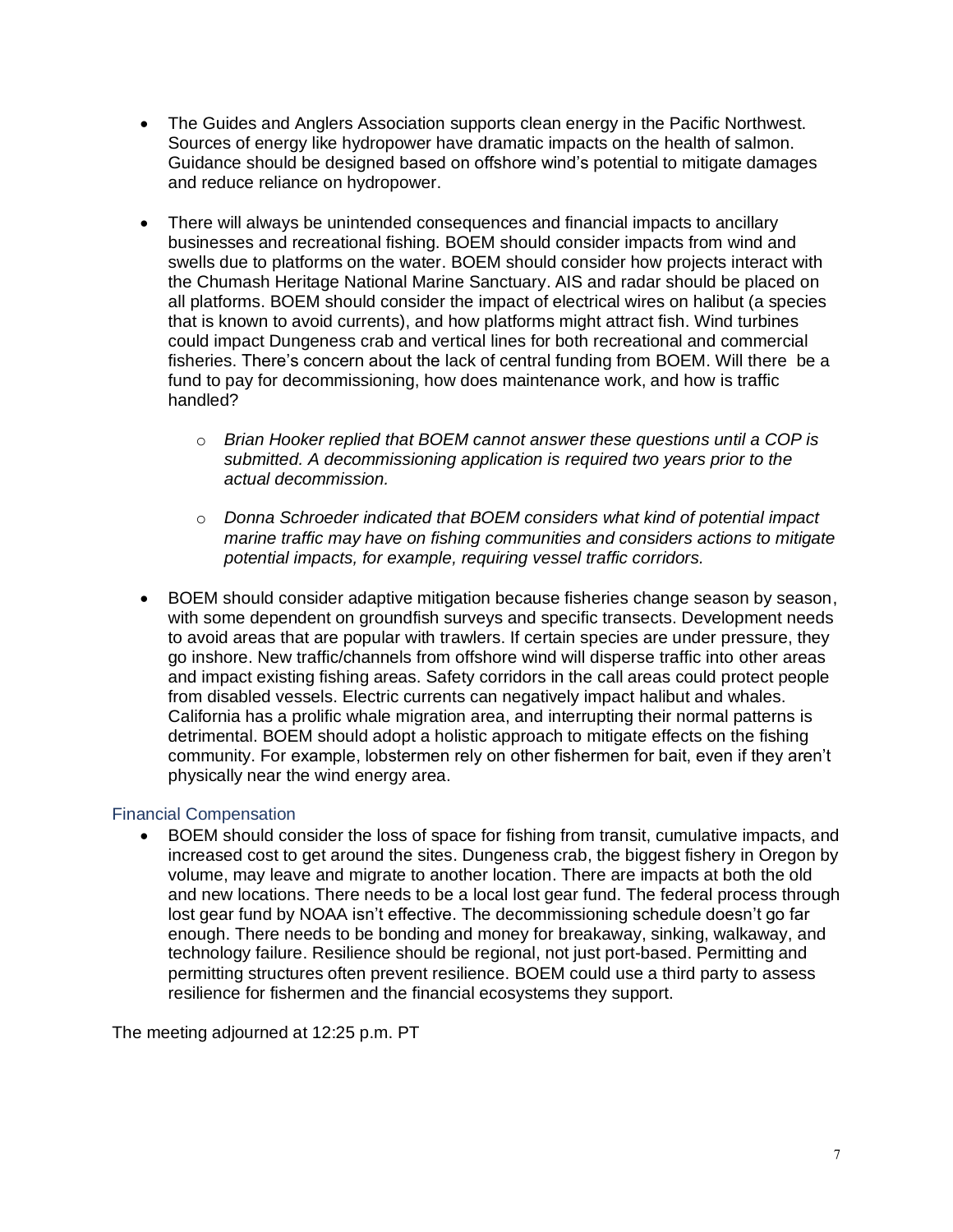- The Guides and Anglers Association supports clean energy in the Pacific Northwest. Sources of energy like hydropower have dramatic impacts on the health of salmon. Guidance should be designed based on offshore wind's potential to mitigate damages and reduce reliance on hydropower.

- There will always be unintended consequences and financial impacts to ancillary businesses and recreational fishing. BOEM should consider impacts from wind and swells due to platforms on the water. BOEM should consider how projects interact with the Chumash Heritage National Marine Sanctuary. AIS and radar should be placed on all platforms. BOEM should consider the impact of electrical wires on halibut (a species that is known to avoid currents), and how platforms might attract fish. Wind turbines could impact Dungeness crab and vertical lines for both recreational and commercial fisheries. There's concern about the lack of central funding from BOEM. Will there be a fund to pay for decommissioning, how does maintenance work, and how is traffic handled?

    - *Brian Hooker replied that BOEM cannot answer these questions until a COP is submitted. A decommissioning application is required two years prior to the actual decommission.*

    - *Donna Schroeder indicated that BOEM considers what kind of potential impact marine traffic may have on fishing communities and considers actions to mitigate potential impacts, for example, requiring vessel traffic corridors.*

- BOEM should consider adaptive mitigation because fisheries change season by season, with some dependent on groundfish surveys and specific transects. Development needs to avoid areas that are popular with trawlers. If certain species are under pressure, they go inshore. New traffic/channels from offshore wind will disperse traffic into other areas and impact existing fishing areas. Safety corridors in the call areas could protect people from disabled vessels. Electric currents can negatively impact halibut and whales. California has a prolific whale migration area, and interrupting their normal patterns is detrimental. BOEM should adopt a holistic approach to mitigate effects on the fishing community. For example, lobstermen rely on other fishermen for bait, even if they aren't physically near the wind energy area.

### Financial Compensation

- BOEM should consider the loss of space for fishing from transit, cumulative impacts, and increased cost to get around the sites. Dungeness crab, the biggest fishery in Oregon by volume, may leave and migrate to another location. There are impacts at both the old and new locations. There needs to be a local lost gear fund. The federal process through lost gear fund by NOAA isn't effective. The decommissioning schedule doesn't go far enough. There needs to be bonding and money for breakaway, sinking, walkaway, and technology failure. Resilience should be regional, not just port-based. Permitting and permitting structures often prevent resilience. BOEM could use a third party to assess resilience for fishermen and the financial ecosystems they support.

The meeting adjourned at 12:25 p.m. PT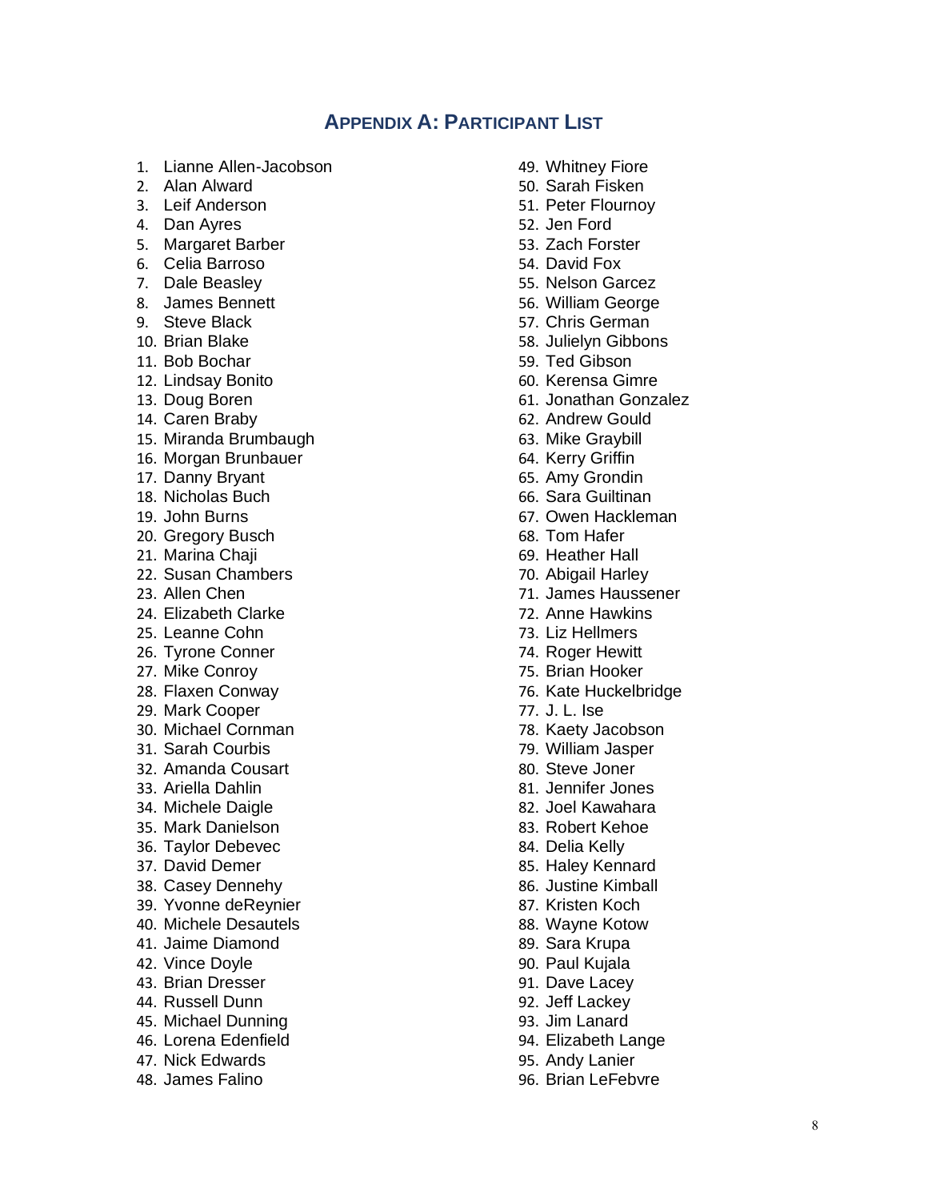## APPENDIX A: PARTICIPANT LIST

1. Lianne Allen-Jacobson
2. Alan Alward
3. Leif Anderson
4. Dan Ayres
5. Margaret Barber
6. Celia Barroso
7. Dale Beasley
8. James Bennett
9. Steve Black
10. Brian Blake
11. Bob Bochar
12. Lindsay Bonito
13. Doug Boren
14. Caren Braby
15. Miranda Brumbaugh
16. Morgan Brunbauer
17. Danny Bryant
18. Nicholas Buch
19. John Burns
20. Gregory Busch
21. Marina Chaji
22. Susan Chambers
23. Allen Chen
24. Elizabeth Clarke
25. Leanne Cohn
26. Tyrone Conner
27. Mike Conroy
28. Flaxen Conway
29. Mark Cooper
30. Michael Cornman
31. Sarah Courbis
32. Amanda Cousart
33. Ariella Dahlin
34. Michele Daigle
35. Mark Danielson
36. Taylor Debevec
37. David Demer
38. Casey Dennehy
39. Yvonne deReynier
40. Michele Desautels
41. Jaime Diamond
42. Vince Doyle
43. Brian Dresser
44. Russell Dunn
45. Michael Dunning
46. Lorena Edenfield
47. Nick Edwards
48. James Falino
49. Whitney Fiore
50. Sarah Fisken
51. Peter Flournoy
52. Jen Ford
53. Zach Forster
54. David Fox
55. Nelson Garcez
56. William George
57. Chris German
58. Julielyn Gibbons
59. Ted Gibson
60. Kerensa Gimre
61. Jonathan Gonzalez
62. Andrew Gould
63. Mike Graybill
64. Kerry Griffin
65. Amy Grondin
66. Sara Guiltinan
67. Owen Hackleman
68. Tom Hafer
69. Heather Hall
70. Abigail Harley
71. James Haussener
72. Anne Hawkins
73. Liz Hellmers
74. Roger Hewitt
75. Brian Hooker
76. Kate Huckelbridge
77. J. L. Ise
78. Kaety Jacobson
79. William Jasper
80. Steve Joner
81. Jennifer Jones
82. Joel Kawahara
83. Robert Kehoe
84. Delia Kelly
85. Haley Kennard
86. Justine Kimball
87. Kristen Koch
88. Wayne Kotow
89. Sara Krupa
90. Paul Kujala
91. Dave Lacey
92. Jeff Lackey
93. Jim Lanard
94. Elizabeth Lange
95. Andy Lanier
96. Brian LeFebvre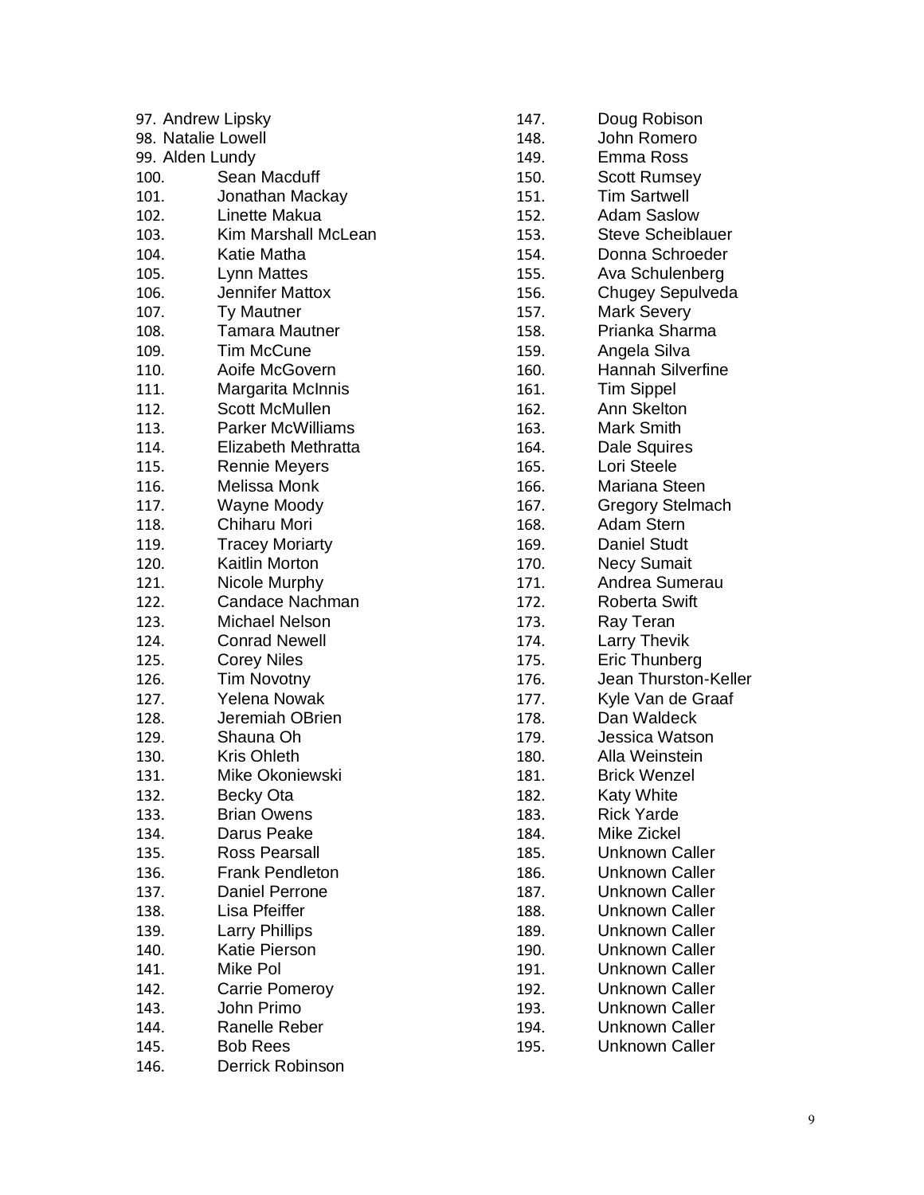97. Andrew Lipsky
98. Natalie Lowell
99. Alden Lundy
100. Sean Macduff
101. Jonathan Mackay
102. Linette Makua
103. Kim Marshall McLean
104. Katie Matha
105. Lynn Mattes
106. Jennifer Mattox
107. Ty Mautner
108. Tamara Mautner
109. Tim McCune
110. Aoife McGovern
111. Margarita McInnis
112. Scott McMullen
113. Parker McWilliams
114. Elizabeth Methratta
115. Rennie Meyers
116. Melissa Monk
117. Wayne Moody
118. Chiharu Mori
119. Tracey Moriarty
120. Kaitlin Morton
121. Nicole Murphy
122. Candace Nachman
123. Michael Nelson
124. Conrad Newell
125. Corey Niles
126. Tim Novotny
127. Yelena Nowak
128. Jeremiah OBrien
129. Shauna Oh
130. Kris Ohleth
131. Mike Okoniewski
132. Becky Ota
133. Brian Owens
134. Darus Peake
135. Ross Pearsall
136. Frank Pendleton
137. Daniel Perrone
138. Lisa Pfeiffer
139. Larry Phillips
140. Katie Pierson
141. Mike Pol
142. Carrie Pomeroy
143. John Primo
144. Ranelle Reber
145. Bob Rees
146. Derrick Robinson
147. Doug Robison
148. John Romero
149. Emma Ross
150. Scott Rumsey
151. Tim Sartwell
152. Adam Saslow
153. Steve Scheiblauer
154. Donna Schroeder
155. Ava Schulenberg
156. Chugey Sepulveda
157. Mark Severy
158. Prianka Sharma
159. Angela Silva
160. Hannah Silverfine
161. Tim Sippel
162. Ann Skelton
163. Mark Smith
164. Dale Squires
165. Lori Steele
166. Mariana Steen
167. Gregory Stelmach
168. Adam Stern
169. Daniel Studt
170. Necy Sumait
171. Andrea Sumerau
172. Roberta Swift
173. Ray Teran
174. Larry Thevik
175. Eric Thunberg
176. Jean Thurston-Keller
177. Kyle Van de Graaf
178. Dan Waldeck
179. Jessica Watson
180. Alla Weinstein
181. Brick Wenzel
182. Katy White
183. Rick Yarde
184. Mike Zickel
185. Unknown Caller
186. Unknown Caller
187. Unknown Caller
188. Unknown Caller
189. Unknown Caller
190. Unknown Caller
191. Unknown Caller
192. Unknown Caller
193. Unknown Caller
194. Unknown Caller
195. Unknown Caller